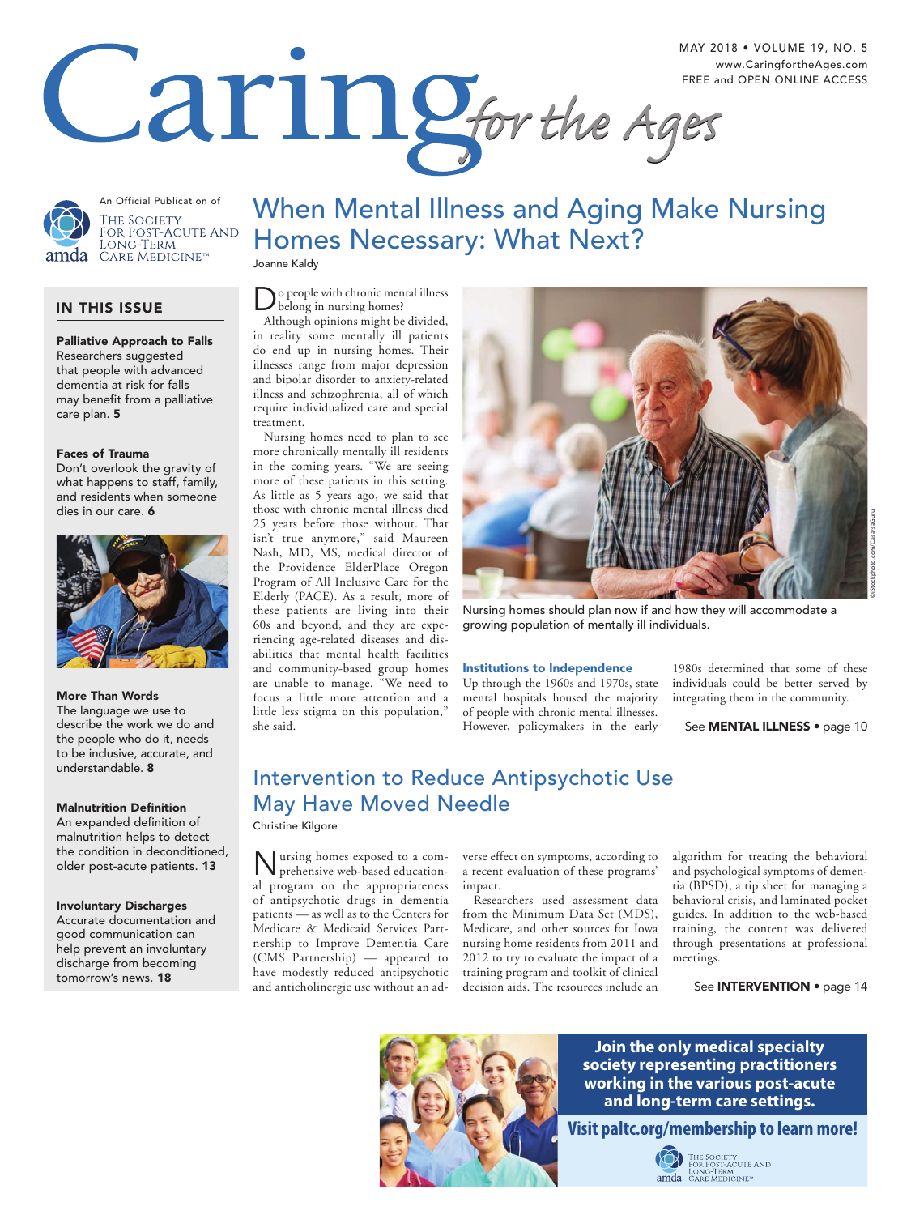MAY 2018 • VOLUME 19, NO. 5
www.CaringfortheAges.com
FREE and OPEN ONLINE ACCESS

# Caring for the Ages

An Official Publication of The Society for Post-Acute and Long-Term Care Medicine™

## IN THIS ISSUE

**Palliative Approach to Falls**
Researchers suggested that people with advanced dementia at risk for falls may benefit from a palliative care plan. **5**

**Faces of Trauma**
Don't overlook the gravity of what happens to staff, family, and residents when someone dies in our care. **6**

**More Than Words**
The language we use to describe the work we do and the people who do it, needs to be inclusive, accurate, and understandable. **8**

**Malnutrition Definition**
An expanded definition of malnutrition helps to detect the condition in deconditioned, older post-acute patients. **13**

**Involuntary Discharges**
Accurate documentation and good communication can help prevent an involuntary discharge from becoming tomorrow's news. **18**

## When Mental Illness and Aging Make Nursing Homes Necessary: What Next?

Joanne Kaldy

Do people with chronic mental illness belong in nursing homes?

Although opinions might be divided, in reality some mentally ill patients do end up in nursing homes. Their illnesses range from major depression and bipolar disorder to anxiety-related illness and schizophrenia, all of which require individualized care and special treatment.

Nursing homes need to plan to see more chronically mentally ill residents in the coming years. "We are seeing more of these patients in this setting. As little as 5 years ago, we said that those with chronic mental illness died 25 years before those without. That isn't true anymore," said Maureen Nash, MD, MS, medical director of the Providence ElderPlace Oregon Program of All Inclusive Care for the Elderly (PACE). As a result, more of these patients are living into their 60s and beyond, and they are experiencing age-related diseases and disabilities that mental health facilities and community-based group homes are unable to manage. "We need to focus a little more attention and a little less stigma on this population," she said.

Nursing homes should plan now if and how they will accommodate a growing population of mentally ill individuals.

### Institutions to Independence

Up through the 1960s and 1970s, state mental hospitals housed the majority of people with chronic mental illnesses. However, policymakers in the early 1980s determined that some of these individuals could be better served by integrating them in the community.

See **MENTAL ILLNESS** • page 10

## Intervention to Reduce Antipsychotic Use May Have Moved Needle

Christine Kilgore

Nursing homes exposed to a comprehensive web-based educational program on the appropriateness of antipsychotic drugs in dementia patients — as well as to the Centers for Medicare & Medicaid Services Partnership to Improve Dementia Care (CMS Partnership) — appeared to have modestly reduced antipsychotic and anticholinergic use without an adverse effect on symptoms, according to a recent evaluation of these programs' impact.

Researchers used assessment data from the Minimum Data Set (MDS), Medicare, and other sources for Iowa nursing home residents from 2011 and 2012 to try to evaluate the impact of a training program and toolkit of clinical decision aids. The resources include an algorithm for treating the behavioral and psychological symptoms of dementia (BPSD), a tip sheet for managing a behavioral crisis, and laminated pocket guides. In addition to the web-based training, the content was delivered through presentations at professional meetings.

See **INTERVENTION** • page 14

**Join the only medical specialty society representing practitioners working in the various post-acute and long-term care settings.**

**Visit paltc.org/membership to learn more!**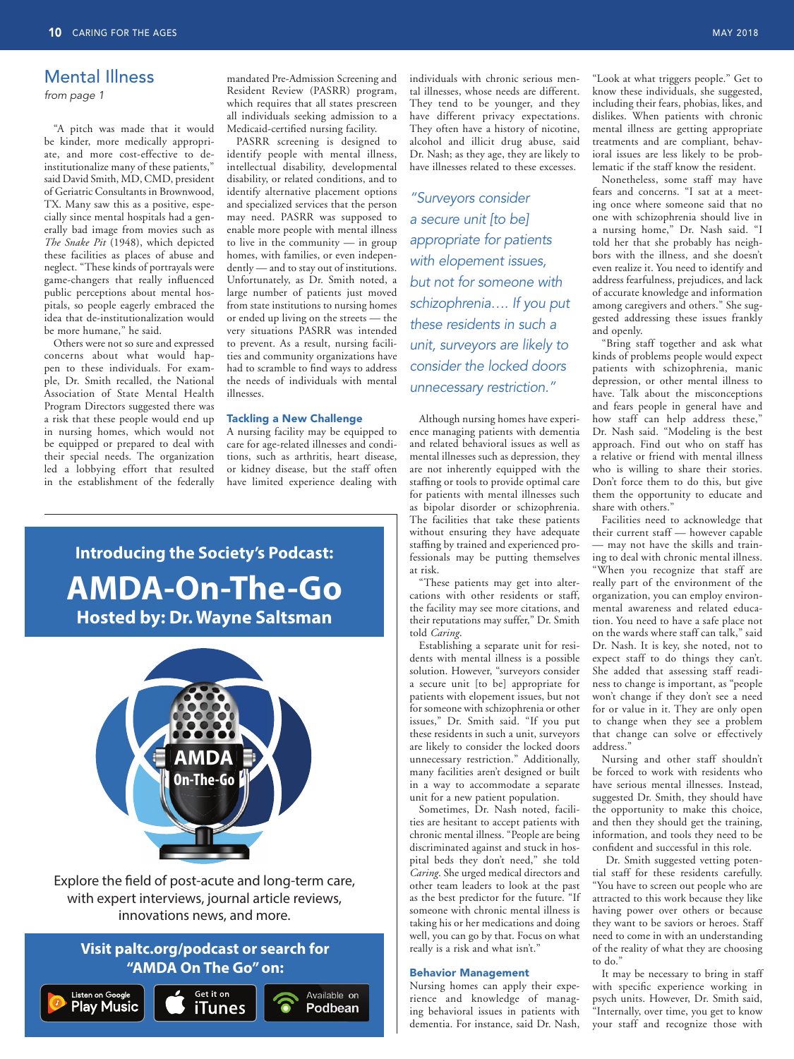## Mental Illness

*from page 1*

"A pitch was made that it would be kinder, more medically appropriate, and more cost-effective to deinstitutionalize many of these patients," said David Smith, MD, CMD, president of Geriatric Consultants in Brownwood, TX. Many saw this as a positive, especially since mental hospitals had a generally bad image from movies such as *The Snake Pit* (1948), which depicted these facilities as places of abuse and neglect. "These kinds of portrayals were game-changers that really influenced public perceptions about mental hospitals, so people eagerly embraced the idea that de-institutionalization would be more humane," he said.

Others were not so sure and expressed concerns about what would happen to these individuals. For example, Dr. Smith recalled, the National Association of State Mental Health Program Directors suggested there was a risk that these people would end up in nursing homes, which would not be equipped or prepared to deal with their special needs. The organization led a lobbying effort that resulted in the establishment of the federally mandated Pre-Admission Screening and Resident Review (PASRR) program, which requires that all states prescreen all individuals seeking admission to a Medicaid-certified nursing facility.

PASRR screening is designed to identify people with mental illness, intellectual disability, developmental disability, or related conditions, and to identify alternative placement options and specialized services that the person may need. PASRR was supposed to enable more people with mental illness to live in the community — in group homes, with families, or even independently — and to stay out of institutions. Unfortunately, as Dr. Smith noted, a large number of patients just moved from state institutions to nursing homes or ended up living on the streets — the very situations PASRR was intended to prevent. As a result, nursing facilities and community organizations have had to scramble to find ways to address the needs of individuals with mental illnesses.

### Tackling a New Challenge

A nursing facility may be equipped to care for age-related illnesses and conditions, such as arthritis, heart disease, or kidney disease, but the staff often have limited experience dealing with individuals with chronic serious mental illnesses, whose needs are different. They tend to be younger, and they have different privacy expectations. They often have a history of nicotine, alcohol and illicit drug abuse, said Dr. Nash; as they age, they are likely to have illnesses related to these excesses.

> *"Surveyors consider a secure unit [to be] appropriate for patients with elopement issues, but not for someone with schizophrenia.... If you put these residents in such a unit, surveyors are likely to consider the locked doors unnecessary restriction."*

Although nursing homes have experience managing patients with dementia and related behavioral issues as well as mental illnesses such as depression, they are not inherently equipped with the staffing or tools to provide optimal care for patients with mental illnesses such as bipolar disorder or schizophrenia. The facilities that take these patients without ensuring they have adequate staffing by trained and experienced professionals may be putting themselves at risk.

"These patients may get into altercations with other residents or staff, the facility may see more citations, and their reputations may suffer," Dr. Smith told *Caring*.

Establishing a separate unit for residents with mental illness is a possible solution. However, "surveyors consider a secure unit [to be] appropriate for patients with elopement issues, but not for someone with schizophrenia or other issues," Dr. Smith said. "If you put these residents in such a unit, surveyors are likely to consider the locked doors unnecessary restriction." Additionally, many facilities aren't designed or built in a way to accommodate a separate unit for a new patient population.

Sometimes, Dr. Nash noted, facilities are hesitant to accept patients with chronic mental illness. "People are being discriminated against and stuck in hospital beds they don't need," she told *Caring*. She urged medical directors and other team leaders to look at the past as the best predictor for the future. "If someone with chronic mental illness is taking his or her medications and doing well, you can go by that. Focus on what really is a risk and what isn't."

### Behavior Management

Nursing homes can apply their experience and knowledge of managing behavioral issues in patients with dementia. For instance, said Dr. Nash, "Look at what triggers people." Get to know these individuals, she suggested, including their fears, phobias, likes, and dislikes. When patients with chronic mental illness are getting appropriate treatments and are compliant, behavioral issues are less likely to be problematic if the staff know the resident.

Nonetheless, some staff may have fears and concerns. "I sat at a meeting once where someone said that no one with schizophrenia should live in a nursing home," Dr. Nash said. "I told her that she probably has neighbors with the illness, and she doesn't even realize it. You need to identify and address fearfulness, prejudices, and lack of accurate knowledge and information among caregivers and others." She suggested addressing these issues frankly and openly.

"Bring staff together and ask what kinds of problems people would expect patients with schizophrenia, manic depression, or other mental illness to have. Talk about the misconceptions and fears people in general have and how staff can help address these," Dr. Nash said. "Modeling is the best approach. Find out who on staff has a relative or friend with mental illness who is willing to share their stories. Don't force them to do this, but give them the opportunity to educate and share with others."

Facilities need to acknowledge that their current staff — however capable — may not have the skills and training to deal with chronic mental illness. "When you recognize that staff are really part of the environment of the organization, you can employ environmental awareness and related education. You need to have a safe place not on the wards where staff can talk," said Dr. Nash. It is key, she noted, not to expect staff to do things they can't. She added that assessing staff readiness to change is important, as "people won't change if they don't see a need for or value in it. They are only open to change when they see a problem that change can solve or effectively address."

Nursing and other staff shouldn't be forced to work with residents who have serious mental illnesses. Instead, suggested Dr. Smith, they should have the opportunity to make this choice, and then they should get the training, information, and tools they need to be confident and successful in this role.

Dr. Smith suggested vetting potential staff for these residents carefully. "You have to screen out people who are attracted to this work because they like having power over others or because they want to be saviors or heroes. Staff need to come in with an understanding of the reality of what they are choosing to do."

It may be necessary to bring in staff with specific experience working in psych units. However, Dr. Smith said, "Internally, over time, you get to know your staff and recognize those with

---

**Introducing the Society's Podcast:**

# AMDA-On-The-Go

**Hosted by: Dr. Wayne Saltsman**

AMDA On-The-Go

Explore the field of post-acute and long-term care, with expert interviews, journal article reviews, innovations news, and more.

**Visit paltc.org/podcast or search for "AMDA On The Go" on:**

Listen on Google Play Music | Get it on iTunes | Available on Podbean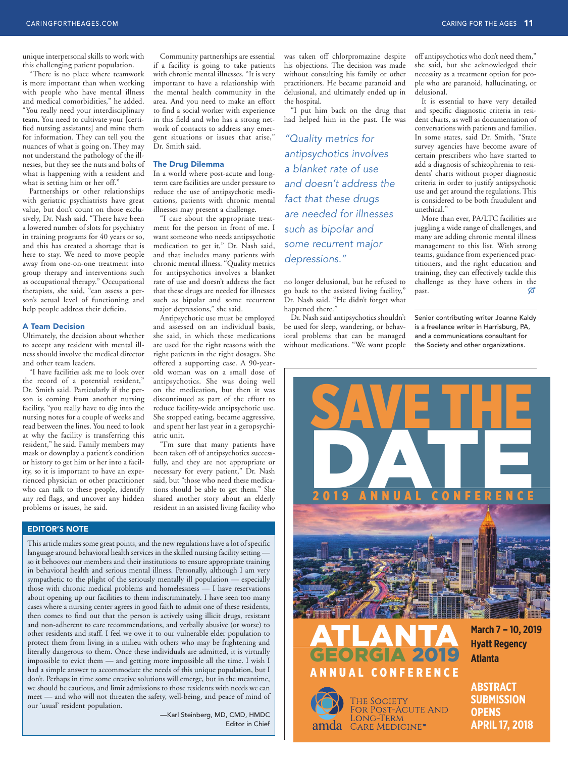unique interpersonal skills to work with this challenging patient population.

"There is no place where teamwork is more important than when working with people who have mental illness and medical comorbidities," he added. "You really need your interdisciplinary team. You need to cultivate your [certified nursing assistants] and mine them for information. They can tell you the nuances of what is going on. They may not understand the pathology of the illnesses, but they see the nuts and bolts of what is happening with a resident and what is setting him or her off."

Partnerships or other relationships with geriatric psychiatrists have great value, but don't count on those exclusively, Dr. Nash said. "There have been a lowered number of slots for psychiatry in training programs for 40 years or so, and this has created a shortage that is here to stay. We need to move people away from one-on-one treatment into group therapy and interventions such as occupational therapy." Occupational therapists, she said, "can assess a person's actual level of functioning and help people address their deficits.

### A Team Decision

Ultimately, the decision about whether to accept any resident with mental illness should involve the medical director and other team leaders.

"I have facilities ask me to look over the record of a potential resident," Dr. Smith said. Particularly if the person is coming from another nursing facility, "you really have to dig into the nursing notes for a couple of weeks and read between the lines. You need to look at why the facility is transferring this resident," he said. Family members may mask or downplay a patient's condition or history to get him or her into a facility, so it is important to have an experienced physician or other practitioner who can talk to these people, identify any red flags, and uncover any hidden problems or issues, he said.

Community partnerships are essential if a facility is going to take patients with chronic mental illnesses. "It is very important to have a relationship with the mental health community in the area. And you need to make an effort to find a social worker with experience in this field and who has a strong network of contacts to address any emergent situations or issues that arise," Dr. Smith said.

### The Drug Dilemma

In a world where post-acute and long-term care facilities are under pressure to reduce the use of antipsychotic medications, patients with chronic mental illnesses may present a challenge.

"I care about the appropriate treatment for the person in front of me. I want someone who needs antipsychotic medication to get it," Dr. Nash said, and that includes many patients with chronic mental illness. "Quality metrics for antipsychotics involves a blanket rate of use and doesn't address the fact that these drugs are needed for illnesses such as bipolar and some recurrent major depressions," she said.

Antipsychotic use must be employed and assessed on an individual basis, she said, in which these medications are used for the right reasons with the right patients in the right dosages. She offered a supporting case. A 90-year-old woman was on a small dose of antipsychotics. She was doing well on the medication, but then it was discontinued as part of the effort to reduce facility-wide antipsychotic use. She stopped eating, became aggressive, and spent her last year in a geropsychiatric unit.

"I'm sure that many patients have been taken off of antipsychotics successfully, and they are not appropriate or necessary for every patient," Dr. Nash said, but "those who need these medications should be able to get them." She shared another story about an elderly resident in an assisted living facility who was taken off chlorpromazine despite his objections. The decision was made without consulting his family or other practitioners. He became paranoid and delusional, and ultimately ended up in the hospital.

"I put him back on the drug that had helped him in the past. He was no longer delusional, but he refused to go back to the assisted living facility," Dr. Nash said. "He didn't forget what happened there."

*"Quality metrics for antipsychotics involves a blanket rate of use and doesn't address the fact that these drugs are needed for illnesses such as bipolar and some recurrent major depressions."*

Dr. Nash said antipsychotics shouldn't be used for sleep, wandering, or behavioral problems that can be managed without medications. "We want people off antipsychotics who don't need them," she said, but she acknowledged their necessity as a treatment option for people who are paranoid, hallucinating, or delusional.

It is essential to have very detailed and specific diagnostic criteria in resident charts, as well as documentation of conversations with patients and families. In some states, said Dr. Smith, "State survey agencies have become aware of certain prescribers who have started to add a diagnosis of schizophrenia to residents' charts without proper diagnostic criteria in order to justify antipsychotic use and get around the regulations. This is considered to be both fraudulent and unethical."

More than ever, PA/LTC facilities are juggling a wide range of challenges, and many are adding chronic mental illness management to this list. With strong teams, guidance from experienced practitioners, and the right education and training, they can effectively tackle this challenge as they have others in the past.

Senior contributing writer Joanne Kaldy is a freelance writer in Harrisburg, PA, and a communications consultant for the Society and other organizations.

### EDITOR'S NOTE

This article makes some great points, and the new regulations have a lot of specific language around behavioral health services in the skilled nursing facility setting — so it behooves our members and their institutions to ensure appropriate training in behavioral health and serious mental illness. Personally, although I am very sympathetic to the plight of the seriously mentally ill population — especially those with chronic medical problems and homelessness — I have reservations about opening up our facilities to them indiscriminately. I have seen too many cases where a nursing center agrees in good faith to admit one of these residents, then comes to find out that the person is actively using illicit drugs, resistant and non-adherent to care recommendations, and verbally abusive (or worse) to other residents and staff. I feel we owe it to our vulnerable elder population to protect them from living in a milieu with others who may be frightening and literally dangerous to them. Once these individuals are admitted, it is virtually impossible to evict them — and getting more impossible all the time. I wish I had a simple answer to accommodate the needs of this unique population, but I don't. Perhaps in time some creative solutions will emerge, but in the meantime, we should be cautious, and limit admissions to those residents with needs we can meet — and who will not threaten the safety, well-being, and peace of mind of our 'usual' resident population.

—Karl Steinberg, MD, CMD, HMDC
Editor in Chief

SAVE THE DATE
2019 ANNUAL CONFERENCE

ATLANTA GEORGIA 2019
ANNUAL CONFERENCE

March 7 – 10, 2019
Hyatt Regency
Atlanta

ABSTRACT SUBMISSION OPENS APRIL 17, 2018

amda The Society for Post-Acute and Long-Term Care Medicine™